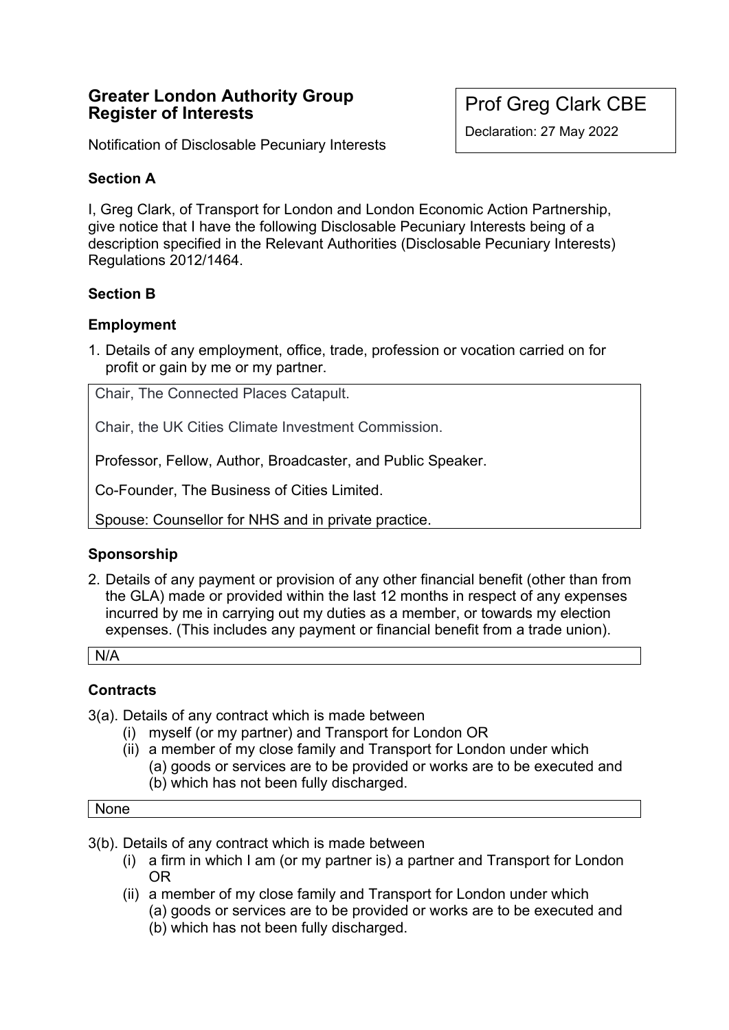# Greater London Authority Group Register of Interests

Prof Greg Clark CBE

Declaration: 27 May 2022

Notification of Disclosable Pecuniary Interests

## Section A

I, Greg Clark, of Transport for London and London Economic Action Partnership, give notice that I have the following Disclosable Pecuniary Interests being of a description specified in the Relevant Authorities (Disclosable Pecuniary Interests) Regulations 2012/1464.

## Section B

### Employment

1. Details of any employment, office, trade, profession or vocation carried on for profit or gain by me or my partner.

Chair, The Connected Places Catapult.

Chair, the UK Cities Climate Investment Commission.

Professor, Fellow, Author, Broadcaster, and Public Speaker.

Co-Founder, The Business of Cities Limited.

Spouse: Counsellor for NHS and in private practice.

### Sponsorship

2. Details of any payment or provision of any other financial benefit (other than from the GLA) made or provided within the last 12 months in respect of any expenses incurred by me in carrying out my duties as a member, or towards my election expenses. (This includes any payment or financial benefit from a trade union).

N/A

### Contracts

3(a). Details of any contract which is made between
   (i) myself (or my partner) and Transport for London OR
   (ii) a member of my close family and Transport for London under which
      (a) goods or services are to be provided or works are to be executed and
      (b) which has not been fully discharged.

None

3(b). Details of any contract which is made between
   (i) a firm in which I am (or my partner is) a partner and Transport for London OR
   (ii) a member of my close family and Transport for London under which
      (a) goods or services are to be provided or works are to be executed and
      (b) which has not been fully discharged.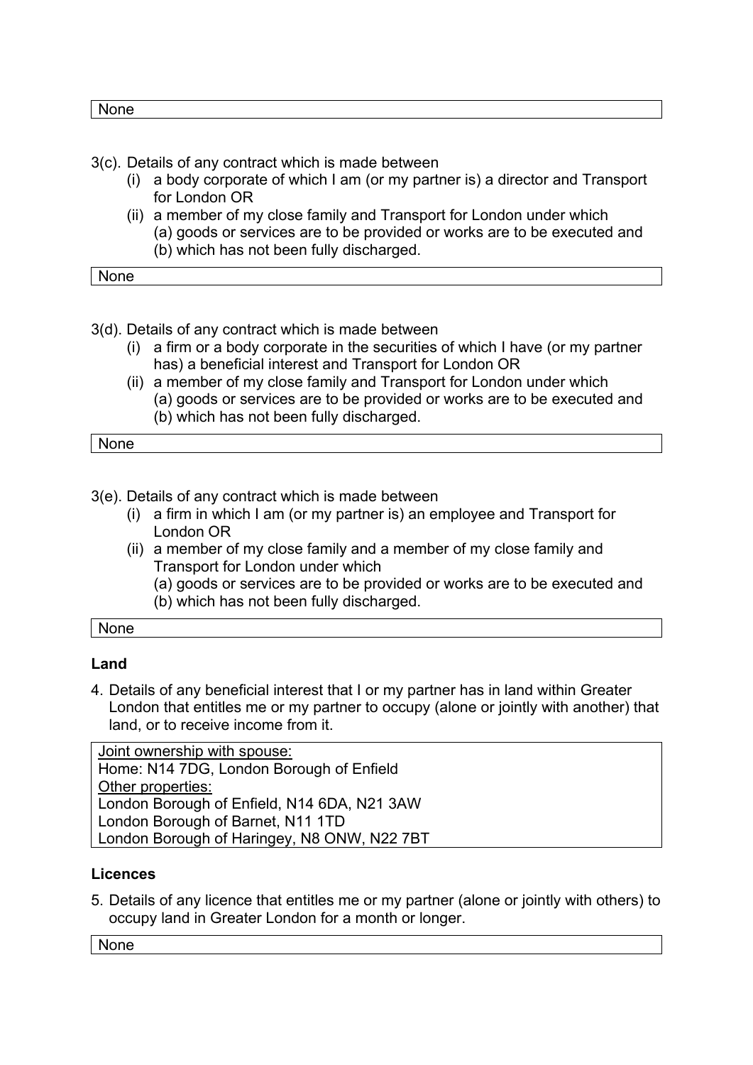None

3(c). Details of any contract which is made between
   (i) a body corporate of which I am (or my partner is) a director and Transport for London OR
   (ii) a member of my close family and Transport for London under which
      (a) goods or services are to be provided or works are to be executed and
      (b) which has not been fully discharged.

None

3(d). Details of any contract which is made between
   (i) a firm or a body corporate in the securities of which I have (or my partner has) a beneficial interest and Transport for London OR
   (ii) a member of my close family and Transport for London under which
      (a) goods or services are to be provided or works are to be executed and
      (b) which has not been fully discharged.

None

3(e). Details of any contract which is made between
   (i) a firm in which I am (or my partner is) an employee and Transport for London OR
   (ii) a member of my close family and a member of my close family and Transport for London under which
      (a) goods or services are to be provided or works are to be executed and
      (b) which has not been fully discharged.

None

**Land**

4. Details of any beneficial interest that I or my partner has in land within Greater London that entitles me or my partner to occupy (alone or jointly with another) that land, or to receive income from it.

<u>Joint ownership with spouse:</u>
Home: N14 7DG, London Borough of Enfield
<u>Other properties:</u>
London Borough of Enfield, N14 6DA, N21 3AW
London Borough of Barnet, N11 1TD
London Borough of Haringey, N8 ONW, N22 7BT

**Licences**

5. Details of any licence that entitles me or my partner (alone or jointly with others) to occupy land in Greater London for a month or longer.

None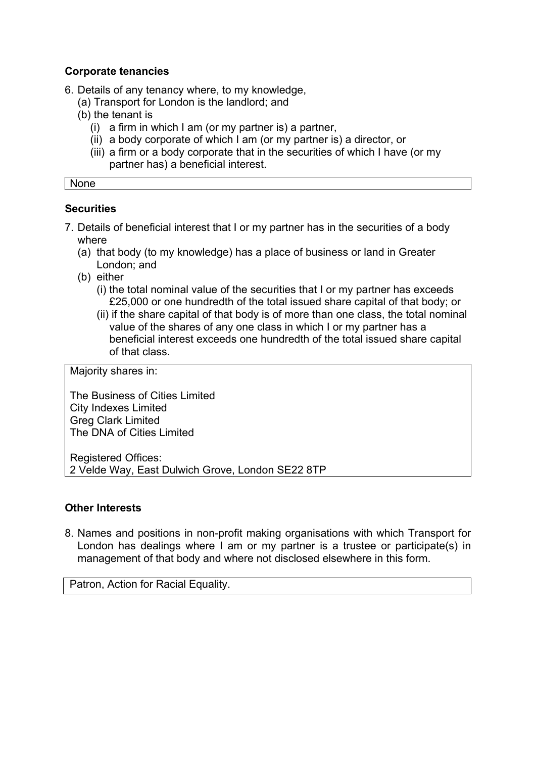**Corporate tenancies**

6. Details of any tenancy where, to my knowledge,
   (a) Transport for London is the landlord; and
   (b) the tenant is
      (i) a firm in which I am (or my partner is) a partner,
      (ii) a body corporate of which I am (or my partner is) a director, or
      (iii) a firm or a body corporate that in the securities of which I have (or my partner has) a beneficial interest.

| None |
|---|

**Securities**

7. Details of beneficial interest that I or my partner has in the securities of a body where
   (a) that body (to my knowledge) has a place of business or land in Greater London; and
   (b) either
      (i) the total nominal value of the securities that I or my partner has exceeds £25,000 or one hundredth of the total issued share capital of that body; or
      (ii) if the share capital of that body is of more than one class, the total nominal value of the shares of any one class in which I or my partner has a beneficial interest exceeds one hundredth of the total issued share capital of that class.

Majority shares in:

The Business of Cities Limited
City Indexes Limited
Greg Clark Limited
The DNA of Cities Limited

Registered Offices:
2 Velde Way, East Dulwich Grove, London SE22 8TP

**Other Interests**

8. Names and positions in non-profit making organisations with which Transport for London has dealings where I am or my partner is a trustee or participate(s) in management of that body and where not disclosed elsewhere in this form.

| Patron, Action for Racial Equality. |
|---|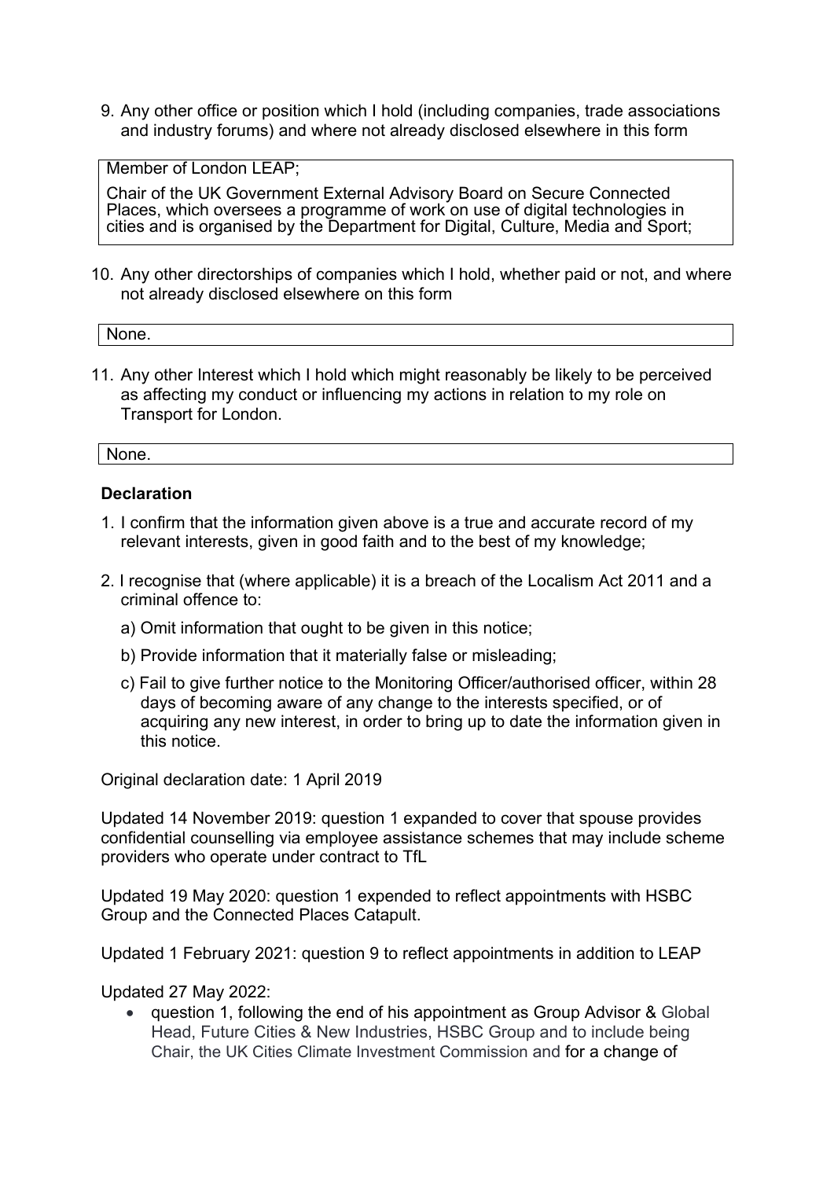9. Any other office or position which I hold (including companies, trade associations and industry forums) and where not already disclosed elsewhere in this form

| Member of London LEAP;<br>Chair of the UK Government External Advisory Board on Secure Connected Places, which oversees a programme of work on use of digital technologies in cities and is organised by the Department for Digital, Culture, Media and Sport; |
|---|

10. Any other directorships of companies which I hold, whether paid or not, and where not already disclosed elsewhere on this form

| None. |
|---|

11. Any other Interest which I hold which might reasonably be likely to be perceived as affecting my conduct or influencing my actions in relation to my role on Transport for London.

| None. |
|---|

**Declaration**

1. I confirm that the information given above is a true and accurate record of my relevant interests, given in good faith and to the best of my knowledge;

2. I recognise that (where applicable) it is a breach of the Localism Act 2011 and a criminal offence to:

   a) Omit information that ought to be given in this notice;

   b) Provide information that it materially false or misleading;

   c) Fail to give further notice to the Monitoring Officer/authorised officer, within 28 days of becoming aware of any change to the interests specified, or of acquiring any new interest, in order to bring up to date the information given in this notice.

Original declaration date: 1 April 2019

Updated 14 November 2019: question 1 expanded to cover that spouse provides confidential counselling via employee assistance schemes that may include scheme providers who operate under contract to TfL

Updated 19 May 2020: question 1 expended to reflect appointments with HSBC Group and the Connected Places Catapult.

Updated 1 February 2021: question 9 to reflect appointments in addition to LEAP

Updated 27 May 2022:

- question 1, following the end of his appointment as Group Advisor & Global Head, Future Cities & New Industries, HSBC Group and to include being Chair, the UK Cities Climate Investment Commission and for a change of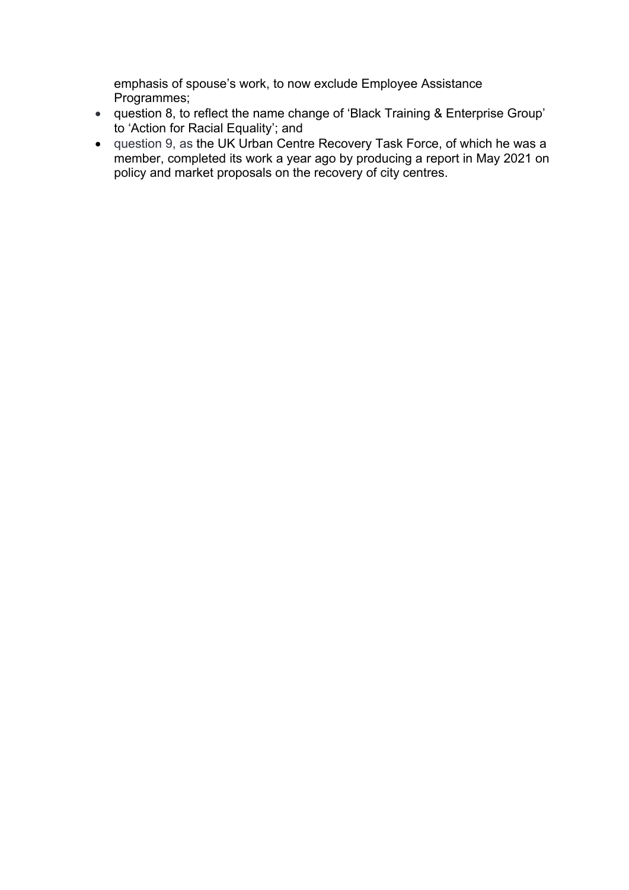emphasis of spouse's work, to now exclude Employee Assistance Programmes;

- question 8, to reflect the name change of 'Black Training & Enterprise Group' to 'Action for Racial Equality'; and
- question 9, as the UK Urban Centre Recovery Task Force, of which he was a member, completed its work a year ago by producing a report in May 2021 on policy and market proposals on the recovery of city centres.